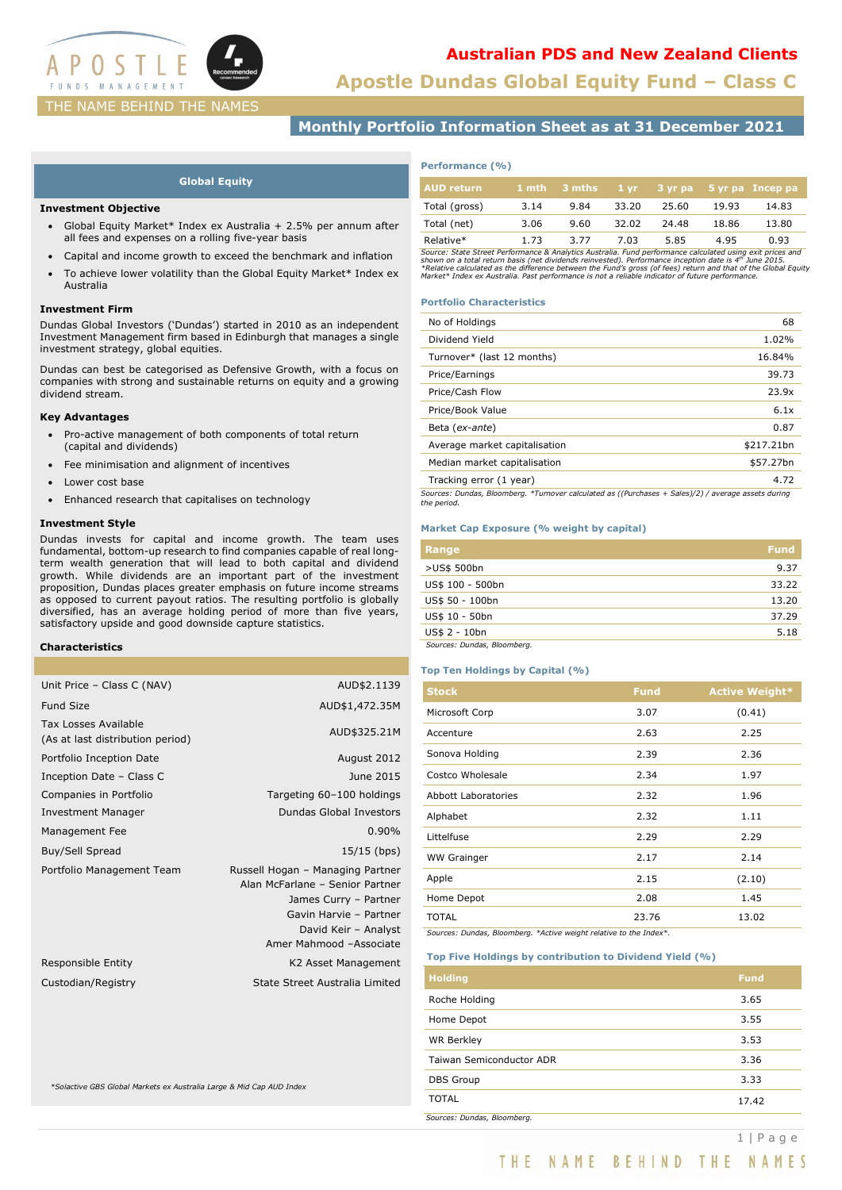# Australian PDS and New Zealand Clients

# Apostle Dundas Global Equity Fund – Class C

THE NAME BEHIND THE NAMES

## Monthly Portfolio Information Sheet as at 31 December 2021

### Global Equity

**Investment Objective**

- Global Equity Market* Index ex Australia + 2.5% per annum after all fees and expenses on a rolling five-year basis
- Capital and income growth to exceed the benchmark and inflation
- To achieve lower volatility than the Global Equity Market* Index ex Australia

**Investment Firm**

Dundas Global Investors ('Dundas') started in 2010 as an independent Investment Management firm based in Edinburgh that manages a single investment strategy, global equities.

Dundas can best be categorised as Defensive Growth, with a focus on companies with strong and sustainable returns on equity and a growing dividend stream.

**Key Advantages**

- Pro-active management of both components of total return (capital and dividends)
- Fee minimisation and alignment of incentives
- Lower cost base
- Enhanced research that capitalises on technology

**Investment Style**

Dundas invests for capital and income growth. The team uses fundamental, bottom-up research to find companies capable of real long-term wealth generation that will lead to both capital and dividend growth. While dividends are an important part of the investment proposition, Dundas places greater emphasis on future income streams as opposed to current payout ratios. The resulting portfolio is globally diversified, has an average holding period of more than five years, satisfactory upside and good downside capture statistics.

**Characteristics**

| | |
|---|---|
| Unit Price – Class C (NAV) | AUD$2.1139 |
| Fund Size | AUD$1,472.35M |
| Tax Losses Available (As at last distribution period) | AUD$325.21M |
| Portfolio Inception Date | August 2012 |
| Inception Date – Class C | June 2015 |
| Companies in Portfolio | Targeting 60–100 holdings |
| Investment Manager | Dundas Global Investors |
| Management Fee | 0.90% |
| Buy/Sell Spread | 15/15 (bps) |
| Portfolio Management Team | Russell Hogan – Managing Partner<br>Alan McFarlane – Senior Partner<br>James Curry – Partner<br>Gavin Harvie – Partner<br>David Keir – Analyst<br>Amer Mahmood –Associate |
| Responsible Entity | K2 Asset Management |
| Custodian/Registry | State Street Australia Limited |

*Solactive GBS Global Markets ex Australia Large & Mid Cap AUD Index

### Performance (%)

| AUD return | 1 mth | 3 mths | 1 yr | 3 yr pa | 5 yr pa | Incep pa |
|---|---|---|---|---|---|---|
| Total (gross) | 3.14 | 9.84 | 33.20 | 25.60 | 19.93 | 14.83 |
| Total (net) | 3.06 | 9.60 | 32.02 | 24.48 | 18.86 | 13.80 |
| Relative* | 1.73 | 3.77 | 7.03 | 5.85 | 4.95 | 0.93 |

*Source: State Street Performance & Analytics Australia. Fund performance calculated using exit prices and shown on a total return basis (net dividends reinvested). Performance inception date is 4th June 2015. *Relative calculated as the difference between the Fund's gross (of fees) return and that of the Global Equity Market* Index ex Australia. Past performance is not a reliable indicator of future performance.*

### Portfolio Characteristics

| | |
|---|---|
| No of Holdings | 68 |
| Dividend Yield | 1.02% |
| Turnover* (last 12 months) | 16.84% |
| Price/Earnings | 39.73 |
| Price/Cash Flow | 23.9x |
| Price/Book Value | 6.1x |
| Beta (*ex-ante*) | 0.87 |
| Average market capitalisation | $217.21bn |
| Median market capitalisation | $57.27bn |
| Tracking error (1 year) | 4.72 |

*Sources: Dundas, Bloomberg. *Turnover calculated as ((Purchases + Sales)/2) / average assets during the period.*

### Market Cap Exposure (% weight by capital)

| Range | Fund |
|---|---|
| >US$ 500bn | 9.37 |
| US$ 100 - 500bn | 33.22 |
| US$ 50 - 100bn | 13.20 |
| US$ 10 - 50bn | 37.29 |
| US$ 2 - 10bn | 5.18 |

*Sources: Dundas, Bloomberg.*

### Top Ten Holdings by Capital (%)

| Stock | Fund | Active Weight* |
|---|---|---|
| Microsoft Corp | 3.07 | (0.41) |
| Accenture | 2.63 | 2.25 |
| Sonova Holding | 2.39 | 2.36 |
| Costco Wholesale | 2.34 | 1.97 |
| Abbott Laboratories | 2.32 | 1.96 |
| Alphabet | 2.32 | 1.11 |
| Littelfuse | 2.29 | 2.29 |
| WW Grainger | 2.17 | 2.14 |
| Apple | 2.15 | (2.10) |
| Home Depot | 2.08 | 1.45 |
| TOTAL | 23.76 | 13.02 |

*Sources: Dundas, Bloomberg. *Active weight relative to the Index*.*

### Top Five Holdings by contribution to Dividend Yield (%)

| Holding | Fund |
|---|---|
| Roche Holding | 3.65 |
| Home Depot | 3.55 |
| WR Berkley | 3.53 |
| Taiwan Semiconductor ADR | 3.36 |
| DBS Group | 3.33 |
| TOTAL | 17.42 |

*Sources: Dundas, Bloomberg.*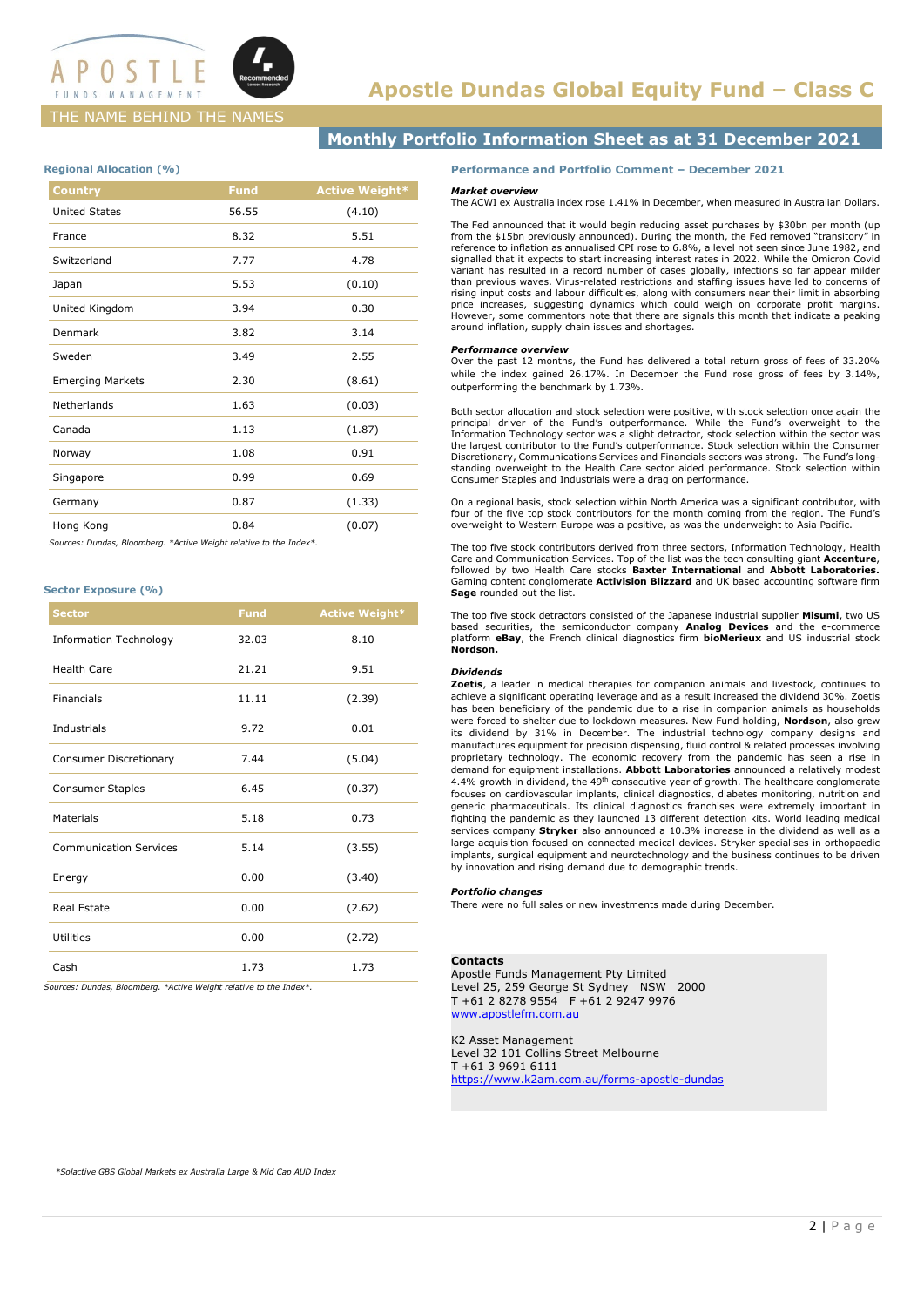APOSTLE FUNDS MANAGEMENT

THE NAME BEHIND THE NAMES

# Apostle Dundas Global Equity Fund – Class C

## Monthly Portfolio Information Sheet as at 31 December 2021

### Regional Allocation (%)

| Country | Fund | Active Weight* |
|---|---|---|
| United States | 56.55 | (4.10) |
| France | 8.32 | 5.51 |
| Switzerland | 7.77 | 4.78 |
| Japan | 5.53 | (0.10) |
| United Kingdom | 3.94 | 0.30 |
| Denmark | 3.82 | 3.14 |
| Sweden | 3.49 | 2.55 |
| Emerging Markets | 2.30 | (8.61) |
| Netherlands | 1.63 | (0.03) |
| Canada | 1.13 | (1.87) |
| Norway | 1.08 | 0.91 |
| Singapore | 0.99 | 0.69 |
| Germany | 0.87 | (1.33) |
| Hong Kong | 0.84 | (0.07) |

*Sources: Dundas, Bloomberg. *Active Weight relative to the Index*.*

### Sector Exposure (%)

| Sector | Fund | Active Weight* |
|---|---|---|
| Information Technology | 32.03 | 8.10 |
| Health Care | 21.21 | 9.51 |
| Financials | 11.11 | (2.39) |
| Industrials | 9.72 | 0.01 |
| Consumer Discretionary | 7.44 | (5.04) |
| Consumer Staples | 6.45 | (0.37) |
| Materials | 5.18 | 0.73 |
| Communication Services | 5.14 | (3.55) |
| Energy | 0.00 | (3.40) |
| Real Estate | 0.00 | (2.62) |
| Utilities | 0.00 | (2.72) |
| Cash | 1.73 | 1.73 |

*Sources: Dundas, Bloomberg. *Active Weight relative to the Index*.*

### Performance and Portfolio Comment – December 2021

***Market overview***

The ACWI ex Australia index rose 1.41% in December, when measured in Australian Dollars.

The Fed announced that it would begin reducing asset purchases by $30bn per month (up from the $15bn previously announced). During the month, the Fed removed "transitory" in reference to inflation as annualised CPI rose to 6.8%, a level not seen since June 1982, and signalled that it expects to start increasing interest rates in 2022. While the Omicron Covid variant has resulted in a record number of cases globally, infections so far appear milder than previous waves. Virus-related restrictions and staffing issues have led to concerns of rising input costs and labour difficulties, along with consumers near their limit in absorbing price increases, suggesting dynamics which could weigh on corporate profit margins. However, some commentors note that there are signals this month that indicate a peaking around inflation, supply chain issues and shortages.

***Performance overview***

Over the past 12 months, the Fund has delivered a total return gross of fees of 33.20% while the index gained 26.17%. In December the Fund rose gross of fees by 3.14%, outperforming the benchmark by 1.73%.

Both sector allocation and stock selection were positive, with stock selection once again the principal driver of the Fund's outperformance. While the Fund's overweight to the Information Technology sector was a slight detractor, stock selection within the sector was the largest contributor to the Fund's outperformance. Stock selection within the Consumer Discretionary, Communications Services and Financials sectors was strong. The Fund's long-standing overweight to the Health Care sector aided performance. Stock selection within Consumer Staples and Industrials were a drag on performance.

On a regional basis, stock selection within North America was a significant contributor, with four of the five top stock contributors for the month coming from the region. The Fund's overweight to Western Europe was a positive, as was the underweight to Asia Pacific.

The top five stock contributors derived from three sectors, Information Technology, Health Care and Communication Services. Top of the list was the tech consulting giant **Accenture**, followed by two Health Care stocks **Baxter International** and **Abbott Laboratories.** Gaming content conglomerate **Activision Blizzard** and UK based accounting software firm **Sage** rounded out the list.

The top five stock detractors consisted of the Japanese industrial supplier **Misumi**, two US based securities, the semiconductor company **Analog Devices** and the e-commerce platform **eBay**, the French clinical diagnostics firm **bioMerieux** and US industrial stock **Nordson.**

***Dividends***

**Zoetis**, a leader in medical therapies for companion animals and livestock, continues to achieve a significant operating leverage and as a result increased the dividend 30%. Zoetis has been beneficiary of the pandemic due to a rise in companion animals as households were forced to shelter due to lockdown measures. New Fund holding, **Nordson**, also grew its dividend by 31% in December. The industrial technology company designs and manufactures equipment for precision dispensing, fluid control & related processes involving proprietary technology. The economic recovery from the pandemic has seen a rise in demand for equipment installations. **Abbott Laboratories** announced a relatively modest 4.4% growth in dividend, the 49th consecutive year of growth. The healthcare conglomerate focuses on cardiovascular implants, clinical diagnostics, diabetes monitoring, nutrition and generic pharmaceuticals. Its clinical diagnostics franchises were extremely important in fighting the pandemic as they launched 13 different detection kits. World leading medical services company **Stryker** also announced a 10.3% increase in the dividend as well as a large acquisition focused on connected medical devices. Stryker specialises in orthopaedic implants, surgical equipment and neurotechnology and the business continues to be driven by innovation and rising demand due to demographic trends.

***Portfolio changes***

There were no full sales or new investments made during December.

**Contacts**

Apostle Funds Management Pty Limited
Level 25, 259 George St Sydney NSW 2000
T +61 2 8278 9554 F +61 2 9247 9976
www.apostlefm.com.au

K2 Asset Management
Level 32 101 Collins Street Melbourne
T +61 3 9691 6111
https://www.k2am.com.au/forms-apostle-dundas

**Solactive GBS Global Markets ex Australia Large & Mid Cap AUD Index*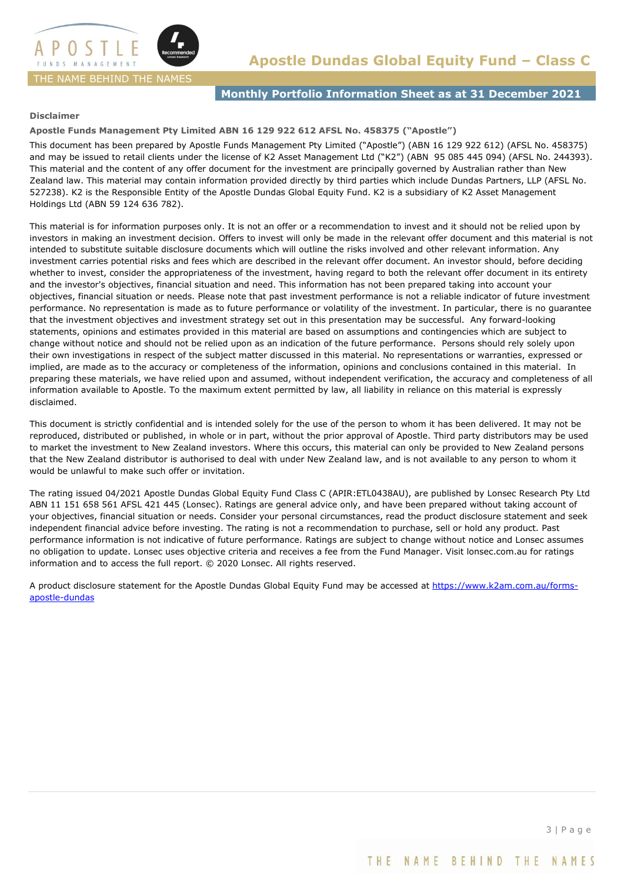# Apostle Dundas Global Equity Fund – Class C

## Monthly Portfolio Information Sheet as at 31 December 2021

**Disclaimer**

**Apostle Funds Management Pty Limited ABN 16 129 922 612 AFSL No. 458375 ("Apostle")**

This document has been prepared by Apostle Funds Management Pty Limited ("Apostle") (ABN 16 129 922 612) (AFSL No. 458375) and may be issued to retail clients under the license of K2 Asset Management Ltd ("K2") (ABN 95 085 445 094) (AFSL No. 244393). This material and the content of any offer document for the investment are principally governed by Australian rather than New Zealand law. This material may contain information provided directly by third parties which include Dundas Partners, LLP (AFSL No. 527238). K2 is the Responsible Entity of the Apostle Dundas Global Equity Fund. K2 is a subsidiary of K2 Asset Management Holdings Ltd (ABN 59 124 636 782).

This material is for information purposes only. It is not an offer or a recommendation to invest and it should not be relied upon by investors in making an investment decision. Offers to invest will only be made in the relevant offer document and this material is not intended to substitute suitable disclosure documents which will outline the risks involved and other relevant information. Any investment carries potential risks and fees which are described in the relevant offer document. An investor should, before deciding whether to invest, consider the appropriateness of the investment, having regard to both the relevant offer document in its entirety and the investor's objectives, financial situation and need. This information has not been prepared taking into account your objectives, financial situation or needs. Please note that past investment performance is not a reliable indicator of future investment performance. No representation is made as to future performance or volatility of the investment. In particular, there is no guarantee that the investment objectives and investment strategy set out in this presentation may be successful. Any forward-looking statements, opinions and estimates provided in this material are based on assumptions and contingencies which are subject to change without notice and should not be relied upon as an indication of the future performance. Persons should rely solely upon their own investigations in respect of the subject matter discussed in this material. No representations or warranties, expressed or implied, are made as to the accuracy or completeness of the information, opinions and conclusions contained in this material. In preparing these materials, we have relied upon and assumed, without independent verification, the accuracy and completeness of all information available to Apostle. To the maximum extent permitted by law, all liability in reliance on this material is expressly disclaimed.

This document is strictly confidential and is intended solely for the use of the person to whom it has been delivered. It may not be reproduced, distributed or published, in whole or in part, without the prior approval of Apostle. Third party distributors may be used to market the investment to New Zealand investors. Where this occurs, this material can only be provided to New Zealand persons that the New Zealand distributor is authorised to deal with under New Zealand law, and is not available to any person to whom it would be unlawful to make such offer or invitation.

The rating issued 04/2021 Apostle Dundas Global Equity Fund Class C (APIR:ETL0438AU), are published by Lonsec Research Pty Ltd ABN 11 151 658 561 AFSL 421 445 (Lonsec). Ratings are general advice only, and have been prepared without taking account of your objectives, financial situation or needs. Consider your personal circumstances, read the product disclosure statement and seek independent financial advice before investing. The rating is not a recommendation to purchase, sell or hold any product. Past performance information is not indicative of future performance. Ratings are subject to change without notice and Lonsec assumes no obligation to update. Lonsec uses objective criteria and receives a fee from the Fund Manager. Visit lonsec.com.au for ratings information and to access the full report. © 2020 Lonsec. All rights reserved.

A product disclosure statement for the Apostle Dundas Global Equity Fund may be accessed at [https://www.k2am.com.au/forms-apostle-dundas](https://www.k2am.com.au/forms-apostle-dundas)